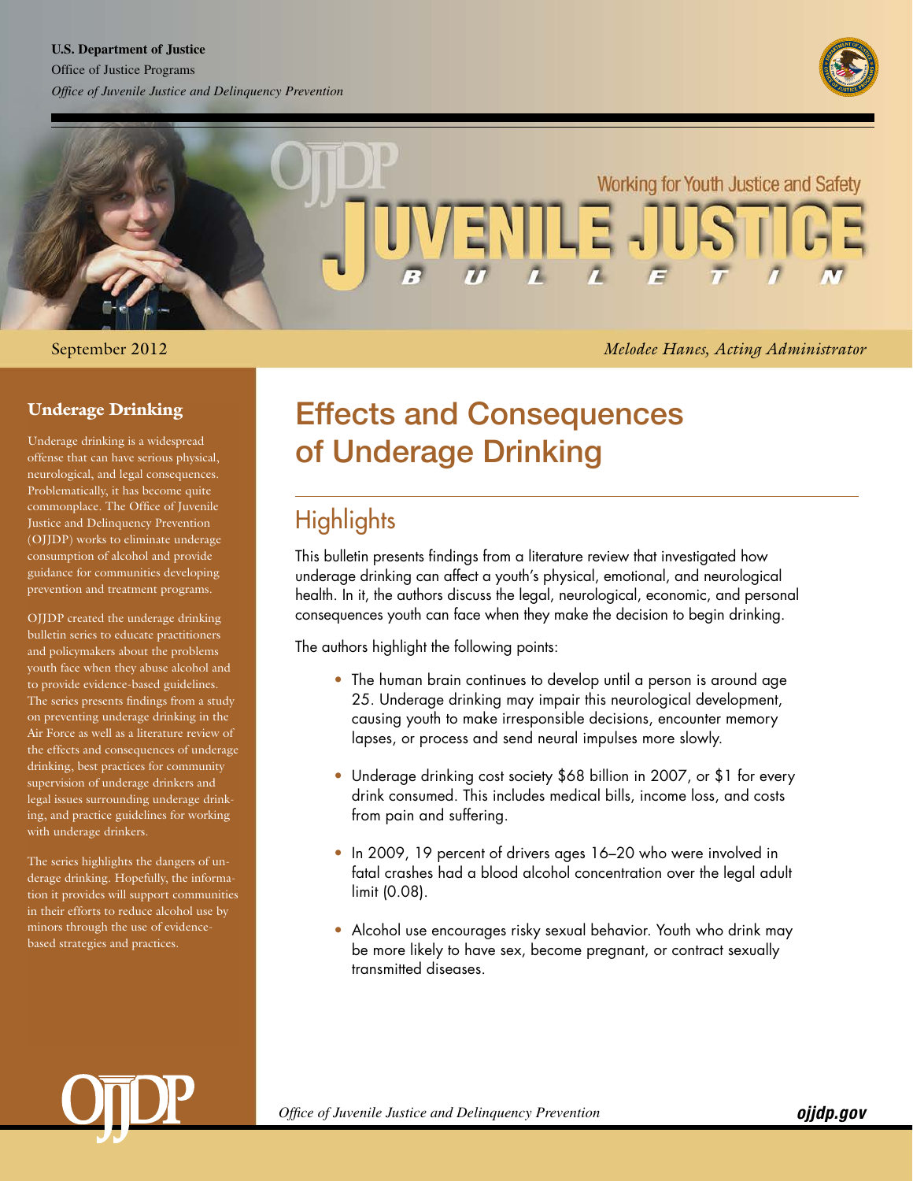U.S. Department of Justice
Office of Justice Programs
*Office of Juvenile Justice and Delinquency Prevention*

OJJDP

Working for Youth Justice and Safety

# JUVENILE JUSTICE BULLETIN

September 2012

*Melodee Hanes, Acting Administrator*

## Underage Drinking

Underage drinking is a widespread offense that can have serious physical, neurological, and legal consequences. Problematically, it has become quite commonplace. The Office of Juvenile Justice and Delinquency Prevention (OJJDP) works to eliminate underage consumption of alcohol and provide guidance for communities developing prevention and treatment programs.

OJJDP created the underage drinking bulletin series to educate practitioners and policymakers about the problems youth face when they abuse alcohol and to provide evidence-based guidelines. The series presents findings from a study on preventing underage drinking in the Air Force as well as a literature review of the effects and consequences of underage drinking, best practices for community supervision of underage drinkers and legal issues surrounding underage drinking, and practice guidelines for working with underage drinkers.

The series highlights the dangers of underage drinking. Hopefully, the information it provides will support communities in their efforts to reduce alcohol use by minors through the use of evidence-based strategies and practices.

# Effects and Consequences of Underage Drinking

## Highlights

This bulletin presents findings from a literature review that investigated how underage drinking can affect a youth's physical, emotional, and neurological health. In it, the authors discuss the legal, neurological, economic, and personal consequences youth can face when they make the decision to begin drinking.

The authors highlight the following points:

- The human brain continues to develop until a person is around age 25. Underage drinking may impair this neurological development, causing youth to make irresponsible decisions, encounter memory lapses, or process and send neural impulses more slowly.
- Underage drinking cost society $68 billion in 2007, or $1 for every drink consumed. This includes medical bills, income loss, and costs from pain and suffering.
- In 2009, 19 percent of drivers ages 16–20 who were involved in fatal crashes had a blood alcohol concentration over the legal adult limit (0.08).
- Alcohol use encourages risky sexual behavior. Youth who drink may be more likely to have sex, become pregnant, or contract sexually transmitted diseases.

*Office of Juvenile Justice and Delinquency Prevention* **ojjdp.gov**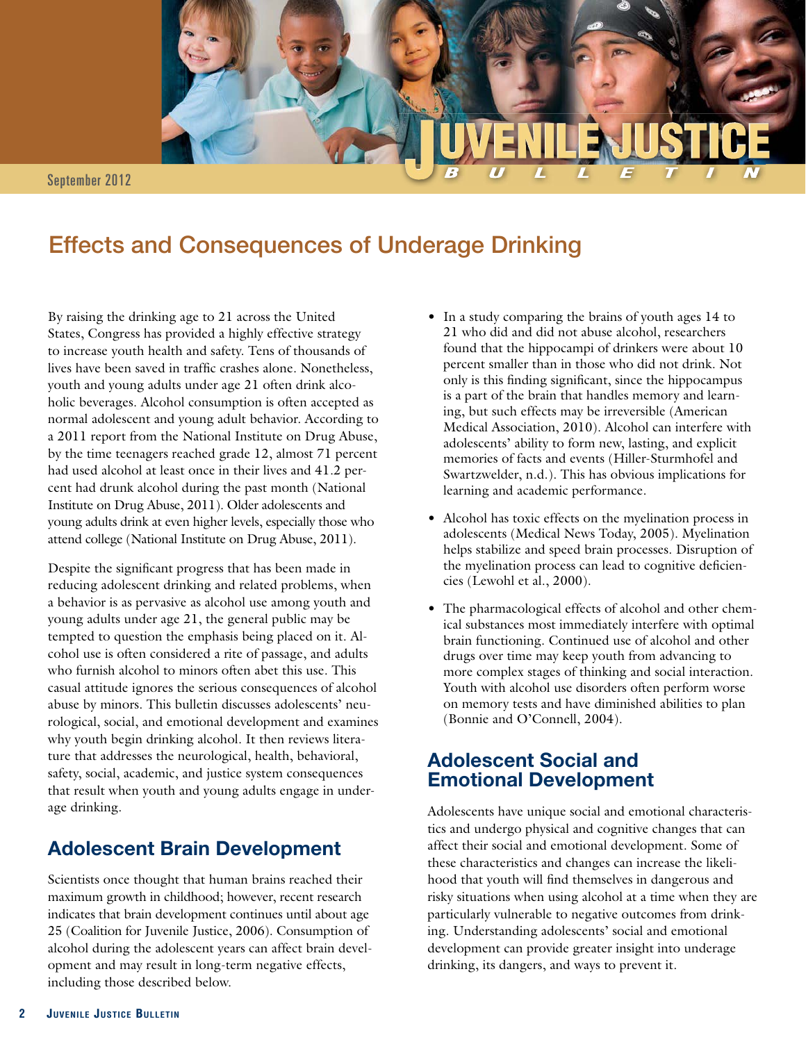September 2012

# Effects and Consequences of Underage Drinking

By raising the drinking age to 21 across the United States, Congress has provided a highly effective strategy to increase youth health and safety. Tens of thousands of lives have been saved in traffic crashes alone. Nonetheless, youth and young adults under age 21 often drink alcoholic beverages. Alcohol consumption is often accepted as normal adolescent and young adult behavior. According to a 2011 report from the National Institute on Drug Abuse, by the time teenagers reached grade 12, almost 71 percent had used alcohol at least once in their lives and 41.2 percent had drunk alcohol during the past month (National Institute on Drug Abuse, 2011). Older adolescents and young adults drink at even higher levels, especially those who attend college (National Institute on Drug Abuse, 2011).

Despite the significant progress that has been made in reducing adolescent drinking and related problems, when a behavior is as pervasive as alcohol use among youth and young adults under age 21, the general public may be tempted to question the emphasis being placed on it. Alcohol use is often considered a rite of passage, and adults who furnish alcohol to minors often abet this use. This casual attitude ignores the serious consequences of alcohol abuse by minors. This bulletin discusses adolescents' neurological, social, and emotional development and examines why youth begin drinking alcohol. It then reviews literature that addresses the neurological, health, behavioral, safety, social, academic, and justice system consequences that result when youth and young adults engage in underage drinking.

## Adolescent Brain Development

Scientists once thought that human brains reached their maximum growth in childhood; however, recent research indicates that brain development continues until about age 25 (Coalition for Juvenile Justice, 2006). Consumption of alcohol during the adolescent years can affect brain development and may result in long-term negative effects, including those described below.

- In a study comparing the brains of youth ages 14 to 21 who did and did not abuse alcohol, researchers found that the hippocampi of drinkers were about 10 percent smaller than in those who did not drink. Not only is this finding significant, since the hippocampus is a part of the brain that handles memory and learning, but such effects may be irreversible (American Medical Association, 2010). Alcohol can interfere with adolescents' ability to form new, lasting, and explicit memories of facts and events (Hiller-Sturmhofel and Swartzwelder, n.d.). This has obvious implications for learning and academic performance.
- Alcohol has toxic effects on the myelination process in adolescents (Medical News Today, 2005). Myelination helps stabilize and speed brain processes. Disruption of the myelination process can lead to cognitive deficiencies (Lewohl et al., 2000).
- The pharmacological effects of alcohol and other chemical substances most immediately interfere with optimal brain functioning. Continued use of alcohol and other drugs over time may keep youth from advancing to more complex stages of thinking and social interaction. Youth with alcohol use disorders often perform worse on memory tests and have diminished abilities to plan (Bonnie and O'Connell, 2004).

## Adolescent Social and Emotional Development

Adolescents have unique social and emotional characteristics and undergo physical and cognitive changes that can affect their social and emotional development. Some of these characteristics and changes can increase the likelihood that youth will find themselves in dangerous and risky situations when using alcohol at a time when they are particularly vulnerable to negative outcomes from drinking. Understanding adolescents' social and emotional development can provide greater insight into underage drinking, its dangers, and ways to prevent it.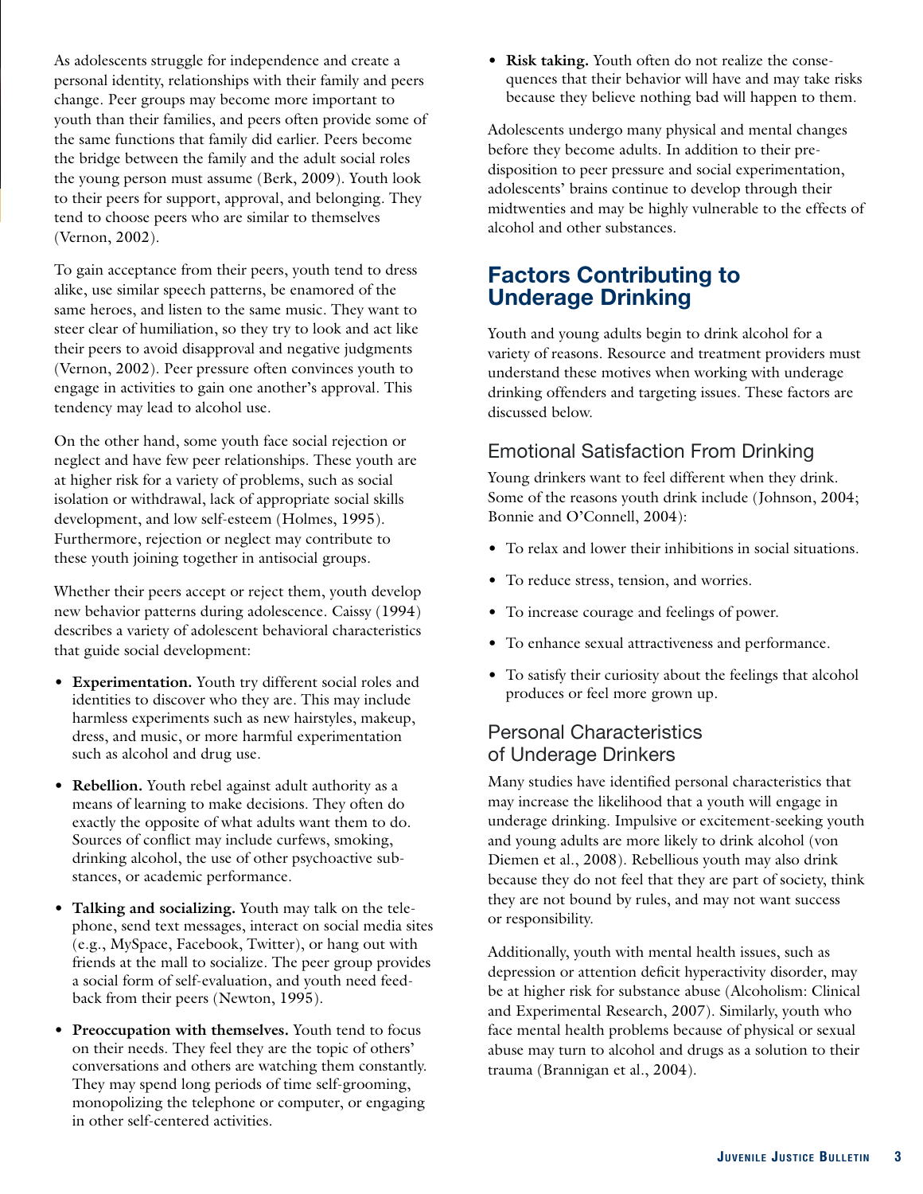As adolescents struggle for independence and create a personal identity, relationships with their family and peers change. Peer groups may become more important to youth than their families, and peers often provide some of the same functions that family did earlier. Peers become the bridge between the family and the adult social roles the young person must assume (Berk, 2009). Youth look to their peers for support, approval, and belonging. They tend to choose peers who are similar to themselves (Vernon, 2002).

To gain acceptance from their peers, youth tend to dress alike, use similar speech patterns, be enamored of the same heroes, and listen to the same music. They want to steer clear of humiliation, so they try to look and act like their peers to avoid disapproval and negative judgments (Vernon, 2002). Peer pressure often convinces youth to engage in activities to gain one another's approval. This tendency may lead to alcohol use.

On the other hand, some youth face social rejection or neglect and have few peer relationships. These youth are at higher risk for a variety of problems, such as social isolation or withdrawal, lack of appropriate social skills development, and low self-esteem (Holmes, 1995). Furthermore, rejection or neglect may contribute to these youth joining together in antisocial groups.

Whether their peers accept or reject them, youth develop new behavior patterns during adolescence. Caissy (1994) describes a variety of adolescent behavioral characteristics that guide social development:

- **Experimentation.** Youth try different social roles and identities to discover who they are. This may include harmless experiments such as new hairstyles, makeup, dress, and music, or more harmful experimentation such as alcohol and drug use.
- **Rebellion.** Youth rebel against adult authority as a means of learning to make decisions. They often do exactly the opposite of what adults want them to do. Sources of conflict may include curfews, smoking, drinking alcohol, the use of other psychoactive substances, or academic performance.
- **Talking and socializing.** Youth may talk on the telephone, send text messages, interact on social media sites (e.g., MySpace, Facebook, Twitter), or hang out with friends at the mall to socialize. The peer group provides a social form of self-evaluation, and youth need feedback from their peers (Newton, 1995).
- **Preoccupation with themselves.** Youth tend to focus on their needs. They feel they are the topic of others' conversations and others are watching them constantly. They may spend long periods of time self-grooming, monopolizing the telephone or computer, or engaging in other self-centered activities.
- **Risk taking.** Youth often do not realize the consequences that their behavior will have and may take risks because they believe nothing bad will happen to them.

Adolescents undergo many physical and mental changes before they become adults. In addition to their predisposition to peer pressure and social experimentation, adolescents' brains continue to develop through their midtwenties and may be highly vulnerable to the effects of alcohol and other substances.

## Factors Contributing to Underage Drinking

Youth and young adults begin to drink alcohol for a variety of reasons. Resource and treatment providers must understand these motives when working with underage drinking offenders and targeting issues. These factors are discussed below.

### Emotional Satisfaction From Drinking

Young drinkers want to feel different when they drink. Some of the reasons youth drink include (Johnson, 2004; Bonnie and O'Connell, 2004):

- To relax and lower their inhibitions in social situations.
- To reduce stress, tension, and worries.
- To increase courage and feelings of power.
- To enhance sexual attractiveness and performance.
- To satisfy their curiosity about the feelings that alcohol produces or feel more grown up.

### Personal Characteristics of Underage Drinkers

Many studies have identified personal characteristics that may increase the likelihood that a youth will engage in underage drinking. Impulsive or excitement-seeking youth and young adults are more likely to drink alcohol (von Diemen et al., 2008). Rebellious youth may also drink because they do not feel that they are part of society, think they are not bound by rules, and may not want success or responsibility.

Additionally, youth with mental health issues, such as depression or attention deficit hyperactivity disorder, may be at higher risk for substance abuse (Alcoholism: Clinical and Experimental Research, 2007). Similarly, youth who face mental health problems because of physical or sexual abuse may turn to alcohol and drugs as a solution to their trauma (Brannigan et al., 2004).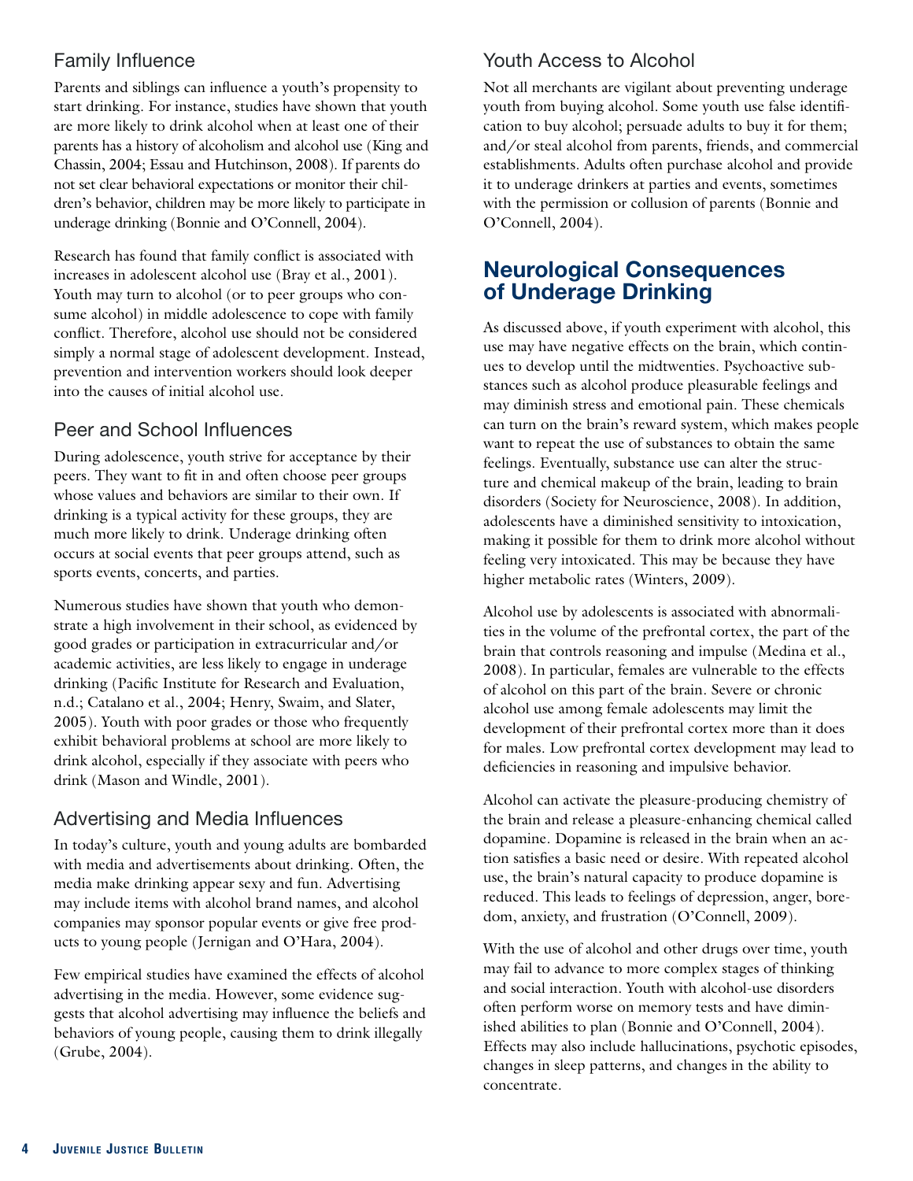### Family Influence

Parents and siblings can influence a youth's propensity to start drinking. For instance, studies have shown that youth are more likely to drink alcohol when at least one of their parents has a history of alcoholism and alcohol use (King and Chassin, 2004; Essau and Hutchinson, 2008). If parents do not set clear behavioral expectations or monitor their children's behavior, children may be more likely to participate in underage drinking (Bonnie and O'Connell, 2004).

Research has found that family conflict is associated with increases in adolescent alcohol use (Bray et al., 2001). Youth may turn to alcohol (or to peer groups who consume alcohol) in middle adolescence to cope with family conflict. Therefore, alcohol use should not be considered simply a normal stage of adolescent development. Instead, prevention and intervention workers should look deeper into the causes of initial alcohol use.

### Peer and School Influences

During adolescence, youth strive for acceptance by their peers. They want to fit in and often choose peer groups whose values and behaviors are similar to their own. If drinking is a typical activity for these groups, they are much more likely to drink. Underage drinking often occurs at social events that peer groups attend, such as sports events, concerts, and parties.

Numerous studies have shown that youth who demonstrate a high involvement in their school, as evidenced by good grades or participation in extracurricular and/or academic activities, are less likely to engage in underage drinking (Pacific Institute for Research and Evaluation, n.d.; Catalano et al., 2004; Henry, Swaim, and Slater, 2005). Youth with poor grades or those who frequently exhibit behavioral problems at school are more likely to drink alcohol, especially if they associate with peers who drink (Mason and Windle, 2001).

### Advertising and Media Influences

In today's culture, youth and young adults are bombarded with media and advertisements about drinking. Often, the media make drinking appear sexy and fun. Advertising may include items with alcohol brand names, and alcohol companies may sponsor popular events or give free products to young people (Jernigan and O'Hara, 2004).

Few empirical studies have examined the effects of alcohol advertising in the media. However, some evidence suggests that alcohol advertising may influence the beliefs and behaviors of young people, causing them to drink illegally (Grube, 2004).

### Youth Access to Alcohol

Not all merchants are vigilant about preventing underage youth from buying alcohol. Some youth use false identification to buy alcohol; persuade adults to buy it for them; and/or steal alcohol from parents, friends, and commercial establishments. Adults often purchase alcohol and provide it to underage drinkers at parties and events, sometimes with the permission or collusion of parents (Bonnie and O'Connell, 2004).

## Neurological Consequences of Underage Drinking

As discussed above, if youth experiment with alcohol, this use may have negative effects on the brain, which continues to develop until the midtwenties. Psychoactive substances such as alcohol produce pleasurable feelings and may diminish stress and emotional pain. These chemicals can turn on the brain's reward system, which makes people want to repeat the use of substances to obtain the same feelings. Eventually, substance use can alter the structure and chemical makeup of the brain, leading to brain disorders (Society for Neuroscience, 2008). In addition, adolescents have a diminished sensitivity to intoxication, making it possible for them to drink more alcohol without feeling very intoxicated. This may be because they have higher metabolic rates (Winters, 2009).

Alcohol use by adolescents is associated with abnormalities in the volume of the prefrontal cortex, the part of the brain that controls reasoning and impulse (Medina et al., 2008). In particular, females are vulnerable to the effects of alcohol on this part of the brain. Severe or chronic alcohol use among female adolescents may limit the development of their prefrontal cortex more than it does for males. Low prefrontal cortex development may lead to deficiencies in reasoning and impulsive behavior.

Alcohol can activate the pleasure-producing chemistry of the brain and release a pleasure-enhancing chemical called dopamine. Dopamine is released in the brain when an action satisfies a basic need or desire. With repeated alcohol use, the brain's natural capacity to produce dopamine is reduced. This leads to feelings of depression, anger, boredom, anxiety, and frustration (O'Connell, 2009).

With the use of alcohol and other drugs over time, youth may fail to advance to more complex stages of thinking and social interaction. Youth with alcohol-use disorders often perform worse on memory tests and have diminished abilities to plan (Bonnie and O'Connell, 2004). Effects may also include hallucinations, psychotic episodes, changes in sleep patterns, and changes in the ability to concentrate.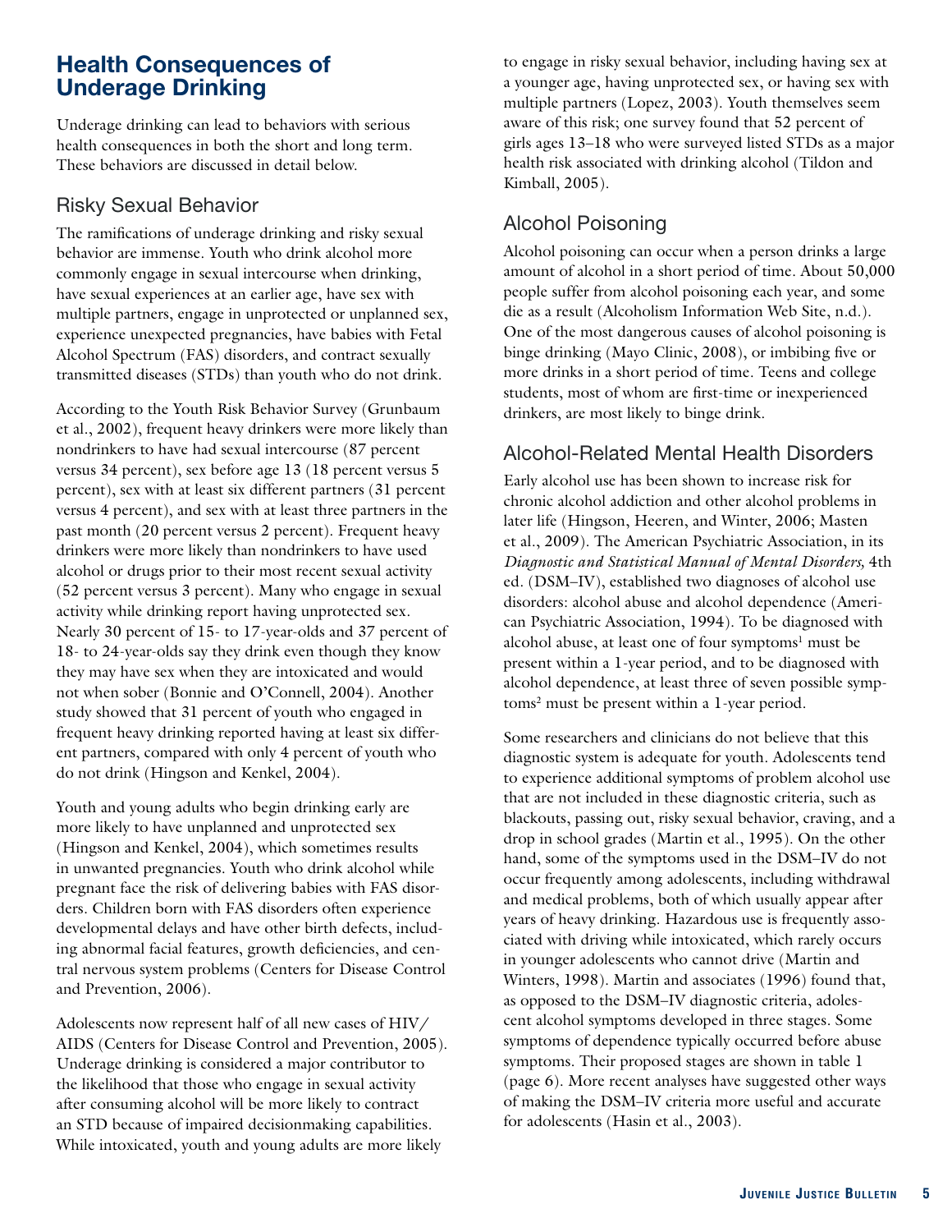## Health Consequences of Underage Drinking

Underage drinking can lead to behaviors with serious health consequences in both the short and long term. These behaviors are discussed in detail below.

### Risky Sexual Behavior

The ramifications of underage drinking and risky sexual behavior are immense. Youth who drink alcohol more commonly engage in sexual intercourse when drinking, have sexual experiences at an earlier age, have sex with multiple partners, engage in unprotected or unplanned sex, experience unexpected pregnancies, have babies with Fetal Alcohol Spectrum (FAS) disorders, and contract sexually transmitted diseases (STDs) than youth who do not drink.

According to the Youth Risk Behavior Survey (Grunbaum et al., 2002), frequent heavy drinkers were more likely than nondrinkers to have had sexual intercourse (87 percent versus 34 percent), sex before age 13 (18 percent versus 5 percent), sex with at least six different partners (31 percent versus 4 percent), and sex with at least three partners in the past month (20 percent versus 2 percent). Frequent heavy drinkers were more likely than nondrinkers to have used alcohol or drugs prior to their most recent sexual activity (52 percent versus 3 percent). Many who engage in sexual activity while drinking report having unprotected sex. Nearly 30 percent of 15- to 17-year-olds and 37 percent of 18- to 24-year-olds say they drink even though they know they may have sex when they are intoxicated and would not when sober (Bonnie and O'Connell, 2004). Another study showed that 31 percent of youth who engaged in frequent heavy drinking reported having at least six different partners, compared with only 4 percent of youth who do not drink (Hingson and Kenkel, 2004).

Youth and young adults who begin drinking early are more likely to have unplanned and unprotected sex (Hingson and Kenkel, 2004), which sometimes results in unwanted pregnancies. Youth who drink alcohol while pregnant face the risk of delivering babies with FAS disorders. Children born with FAS disorders often experience developmental delays and have other birth defects, including abnormal facial features, growth deficiencies, and central nervous system problems (Centers for Disease Control and Prevention, 2006).

Adolescents now represent half of all new cases of HIV/AIDS (Centers for Disease Control and Prevention, 2005). Underage drinking is considered a major contributor to the likelihood that those who engage in sexual activity after consuming alcohol will be more likely to contract an STD because of impaired decisionmaking capabilities. While intoxicated, youth and young adults are more likely to engage in risky sexual behavior, including having sex at a younger age, having unprotected sex, or having sex with multiple partners (Lopez, 2003). Youth themselves seem aware of this risk; one survey found that 52 percent of girls ages 13–18 who were surveyed listed STDs as a major health risk associated with drinking alcohol (Tildon and Kimball, 2005).

### Alcohol Poisoning

Alcohol poisoning can occur when a person drinks a large amount of alcohol in a short period of time. About 50,000 people suffer from alcohol poisoning each year, and some die as a result (Alcoholism Information Web Site, n.d.). One of the most dangerous causes of alcohol poisoning is binge drinking (Mayo Clinic, 2008), or imbibing five or more drinks in a short period of time. Teens and college students, most of whom are first-time or inexperienced drinkers, are most likely to binge drink.

### Alcohol-Related Mental Health Disorders

Early alcohol use has been shown to increase risk for chronic alcohol addiction and other alcohol problems in later life (Hingson, Heeren, and Winter, 2006; Masten et al., 2009). The American Psychiatric Association, in its *Diagnostic and Statistical Manual of Mental Disorders,* 4th ed. (DSM–IV), established two diagnoses of alcohol use disorders: alcohol abuse and alcohol dependence (American Psychiatric Association, 1994). To be diagnosed with alcohol abuse, at least one of four symptoms[1] must be present within a 1-year period, and to be diagnosed with alcohol dependence, at least three of seven possible symptoms[2] must be present within a 1-year period.

Some researchers and clinicians do not believe that this diagnostic system is adequate for youth. Adolescents tend to experience additional symptoms of problem alcohol use that are not included in these diagnostic criteria, such as blackouts, passing out, risky sexual behavior, craving, and a drop in school grades (Martin et al., 1995). On the other hand, some of the symptoms used in the DSM–IV do not occur frequently among adolescents, including withdrawal and medical problems, both of which usually appear after years of heavy drinking. Hazardous use is frequently associated with driving while intoxicated, which rarely occurs in younger adolescents who cannot drive (Martin and Winters, 1998). Martin and associates (1996) found that, as opposed to the DSM–IV diagnostic criteria, adolescent alcohol symptoms developed in three stages. Some symptoms of dependence typically occurred before abuse symptoms. Their proposed stages are shown in table 1 (page 6). More recent analyses have suggested other ways of making the DSM–IV criteria more useful and accurate for adolescents (Hasin et al., 2003).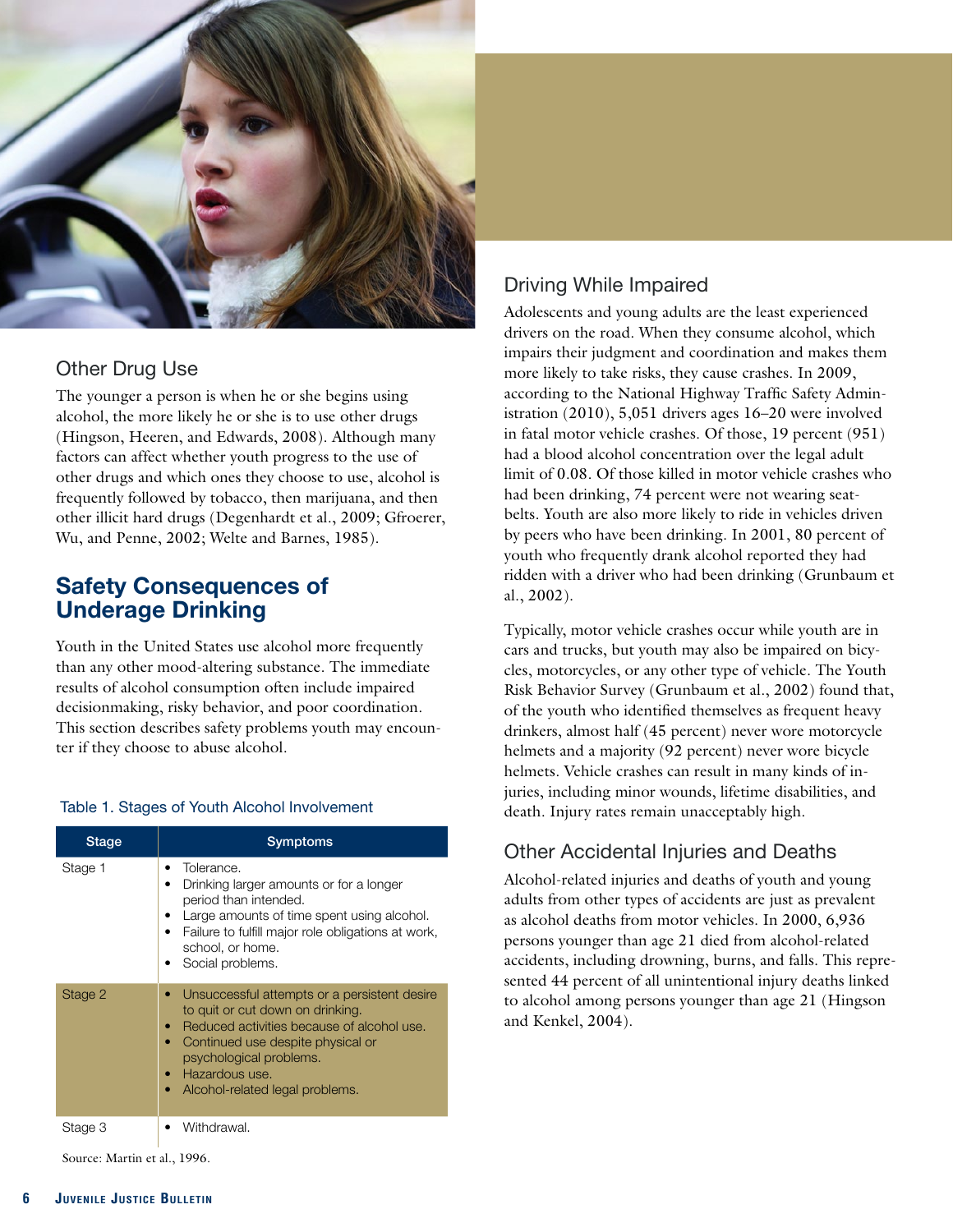## Other Drug Use

The younger a person is when he or she begins using alcohol, the more likely he or she is to use other drugs (Hingson, Heeren, and Edwards, 2008). Although many factors can affect whether youth progress to the use of other drugs and which ones they choose to use, alcohol is frequently followed by tobacco, then marijuana, and then other illicit hard drugs (Degenhardt et al., 2009; Gfroerer, Wu, and Penne, 2002; Welte and Barnes, 1985).

# Safety Consequences of Underage Drinking

Youth in the United States use alcohol more frequently than any other mood-altering substance. The immediate results of alcohol consumption often include impaired decisionmaking, risky behavior, and poor coordination. This section describes safety problems youth may encounter if they choose to abuse alcohol.

Table 1. Stages of Youth Alcohol Involvement

| Stage | Symptoms |
|---|---|
| Stage 1 | • Tolerance.<br>• Drinking larger amounts or for a longer period than intended.<br>• Large amounts of time spent using alcohol.<br>• Failure to fulfill major role obligations at work, school, or home.<br>• Social problems. |
| Stage 2 | • Unsuccessful attempts or a persistent desire to quit or cut down on drinking.<br>• Reduced activities because of alcohol use.<br>• Continued use despite physical or psychological problems.<br>• Hazardous use.<br>• Alcohol-related legal problems. |
| Stage 3 | • Withdrawal. |

Source: Martin et al., 1996.

## Driving While Impaired

Adolescents and young adults are the least experienced drivers on the road. When they consume alcohol, which impairs their judgment and coordination and makes them more likely to take risks, they cause crashes. In 2009, according to the National Highway Traffic Safety Administration (2010), 5,051 drivers ages 16–20 were involved in fatal motor vehicle crashes. Of those, 19 percent (951) had a blood alcohol concentration over the legal adult limit of 0.08. Of those killed in motor vehicle crashes who had been drinking, 74 percent were not wearing seatbelts. Youth are also more likely to ride in vehicles driven by peers who have been drinking. In 2001, 80 percent of youth who frequently drank alcohol reported they had ridden with a driver who had been drinking (Grunbaum et al., 2002).

Typically, motor vehicle crashes occur while youth are in cars and trucks, but youth may also be impaired on bicycles, motorcycles, or any other type of vehicle. The Youth Risk Behavior Survey (Grunbaum et al., 2002) found that, of the youth who identified themselves as frequent heavy drinkers, almost half (45 percent) never wore motorcycle helmets and a majority (92 percent) never wore bicycle helmets. Vehicle crashes can result in many kinds of injuries, including minor wounds, lifetime disabilities, and death. Injury rates remain unacceptably high.

## Other Accidental Injuries and Deaths

Alcohol-related injuries and deaths of youth and young adults from other types of accidents are just as prevalent as alcohol deaths from motor vehicles. In 2000, 6,936 persons younger than age 21 died from alcohol-related accidents, including drowning, burns, and falls. This represented 44 percent of all unintentional injury deaths linked to alcohol among persons younger than age 21 (Hingson and Kenkel, 2004).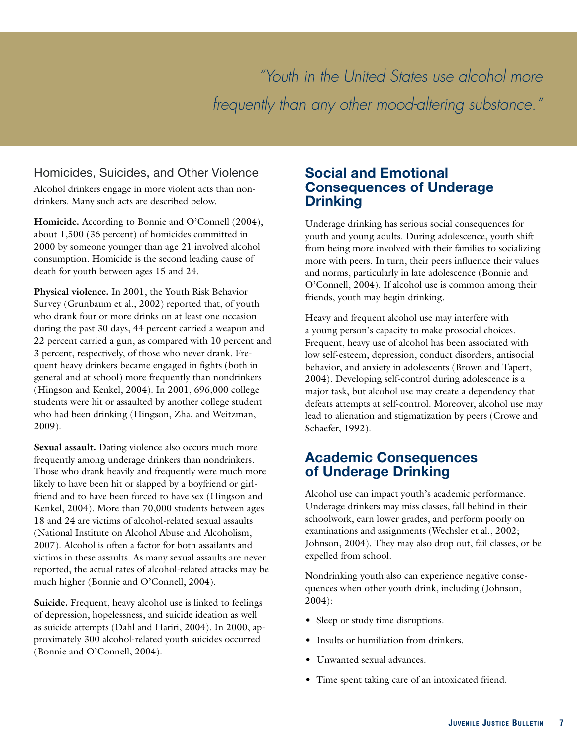*"Youth in the United States use alcohol more frequently than any other mood-altering substance."*

### Homicides, Suicides, and Other Violence

Alcohol drinkers engage in more violent acts than nondrinkers. Many such acts are described below.

**Homicide.** According to Bonnie and O'Connell (2004), about 1,500 (36 percent) of homicides committed in 2000 by someone younger than age 21 involved alcohol consumption. Homicide is the second leading cause of death for youth between ages 15 and 24.

**Physical violence.** In 2001, the Youth Risk Behavior Survey (Grunbaum et al., 2002) reported that, of youth who drank four or more drinks on at least one occasion during the past 30 days, 44 percent carried a weapon and 22 percent carried a gun, as compared with 10 percent and 3 percent, respectively, of those who never drank. Frequent heavy drinkers became engaged in fights (both in general and at school) more frequently than nondrinkers (Hingson and Kenkel, 2004). In 2001, 696,000 college students were hit or assaulted by another college student who had been drinking (Hingson, Zha, and Weitzman, 2009).

**Sexual assault.** Dating violence also occurs much more frequently among underage drinkers than nondrinkers. Those who drank heavily and frequently were much more likely to have been hit or slapped by a boyfriend or girlfriend and to have been forced to have sex (Hingson and Kenkel, 2004). More than 70,000 students between ages 18 and 24 are victims of alcohol-related sexual assaults (National Institute on Alcohol Abuse and Alcoholism, 2007). Alcohol is often a factor for both assailants and victims in these assaults. As many sexual assaults are never reported, the actual rates of alcohol-related attacks may be much higher (Bonnie and O'Connell, 2004).

**Suicide.** Frequent, heavy alcohol use is linked to feelings of depression, hopelessness, and suicide ideation as well as suicide attempts (Dahl and Hariri, 2004). In 2000, approximately 300 alcohol-related youth suicides occurred (Bonnie and O'Connell, 2004).

## Social and Emotional Consequences of Underage Drinking

Underage drinking has serious social consequences for youth and young adults. During adolescence, youth shift from being more involved with their families to socializing more with peers. In turn, their peers influence their values and norms, particularly in late adolescence (Bonnie and O'Connell, 2004). If alcohol use is common among their friends, youth may begin drinking.

Heavy and frequent alcohol use may interfere with a young person's capacity to make prosocial choices. Frequent, heavy use of alcohol has been associated with low self-esteem, depression, conduct disorders, antisocial behavior, and anxiety in adolescents (Brown and Tapert, 2004). Developing self-control during adolescence is a major task, but alcohol use may create a dependency that defeats attempts at self-control. Moreover, alcohol use may lead to alienation and stigmatization by peers (Crowe and Schaefer, 1992).

## Academic Consequences of Underage Drinking

Alcohol use can impact youth's academic performance. Underage drinkers may miss classes, fall behind in their schoolwork, earn lower grades, and perform poorly on examinations and assignments (Wechsler et al., 2002; Johnson, 2004). They may also drop out, fail classes, or be expelled from school.

Nondrinking youth also can experience negative consequences when other youth drink, including (Johnson, 2004):

- Sleep or study time disruptions.
- Insults or humiliation from drinkers.
- Unwanted sexual advances.
- Time spent taking care of an intoxicated friend.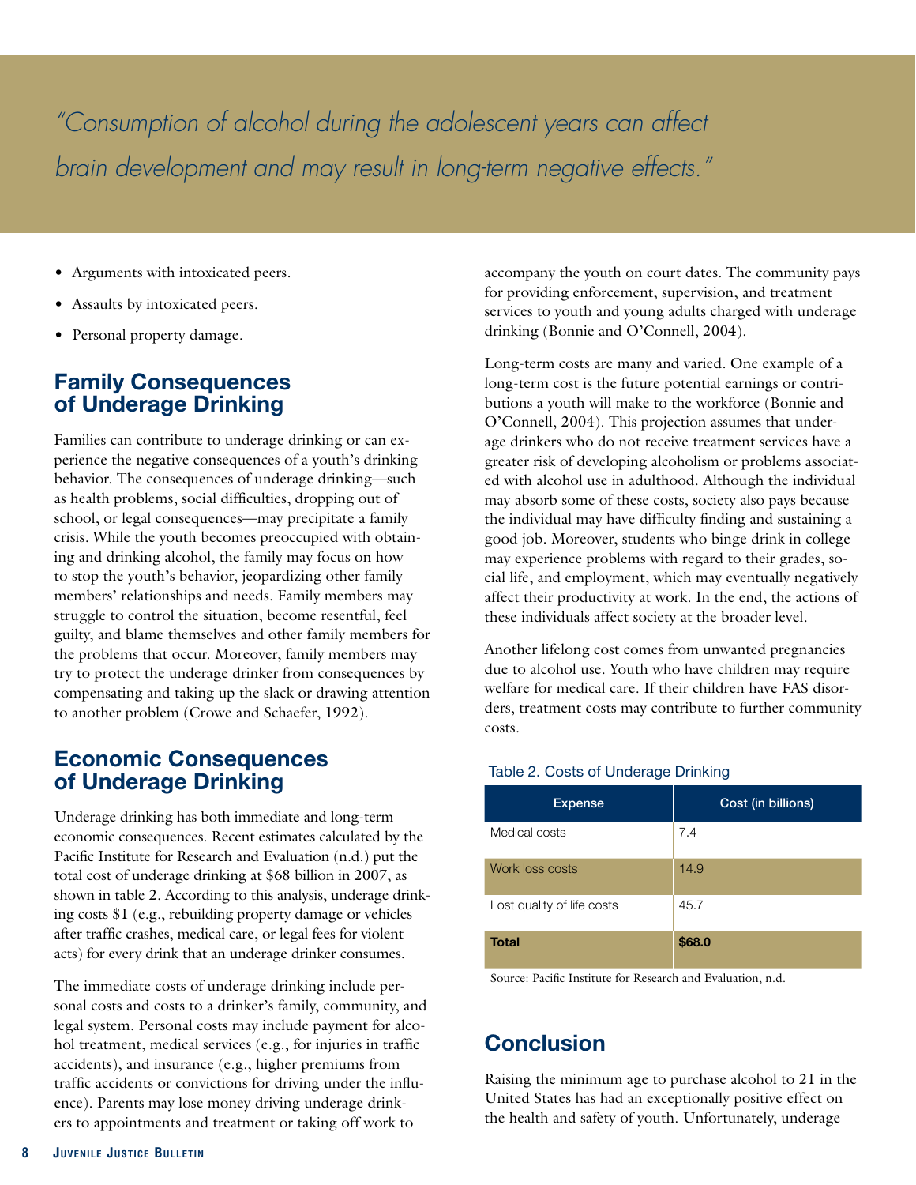*"Consumption of alcohol during the adolescent years can affect brain development and may result in long-term negative effects."*

- Arguments with intoxicated peers.
- Assaults by intoxicated peers.
- Personal property damage.

## Family Consequences of Underage Drinking

Families can contribute to underage drinking or can experience the negative consequences of a youth's drinking behavior. The consequences of underage drinking—such as health problems, social difficulties, dropping out of school, or legal consequences—may precipitate a family crisis. While the youth becomes preoccupied with obtaining and drinking alcohol, the family may focus on how to stop the youth's behavior, jeopardizing other family members' relationships and needs. Family members may struggle to control the situation, become resentful, feel guilty, and blame themselves and other family members for the problems that occur. Moreover, family members may try to protect the underage drinker from consequences by compensating and taking up the slack or drawing attention to another problem (Crowe and Schaefer, 1992).

## Economic Consequences of Underage Drinking

Underage drinking has both immediate and long-term economic consequences. Recent estimates calculated by the Pacific Institute for Research and Evaluation (n.d.) put the total cost of underage drinking at $68 billion in 2007, as shown in table 2. According to this analysis, underage drinking costs $1 (e.g., rebuilding property damage or vehicles after traffic crashes, medical care, or legal fees for violent acts) for every drink that an underage drinker consumes.

The immediate costs of underage drinking include personal costs and costs to a drinker's family, community, and legal system. Personal costs may include payment for alcohol treatment, medical services (e.g., for injuries in traffic accidents), and insurance (e.g., higher premiums from traffic accidents or convictions for driving under the influence). Parents may lose money driving underage drinkers to appointments and treatment or taking off work to accompany the youth on court dates. The community pays for providing enforcement, supervision, and treatment services to youth and young adults charged with underage drinking (Bonnie and O'Connell, 2004).

Long-term costs are many and varied. One example of a long-term cost is the future potential earnings or contributions a youth will make to the workforce (Bonnie and O'Connell, 2004). This projection assumes that underage drinkers who do not receive treatment services have a greater risk of developing alcoholism or problems associated with alcohol use in adulthood. Although the individual may absorb some of these costs, society also pays because the individual may have difficulty finding and sustaining a good job. Moreover, students who binge drink in college may experience problems with regard to their grades, social life, and employment, which may eventually negatively affect their productivity at work. In the end, the actions of these individuals affect society at the broader level.

Another lifelong cost comes from unwanted pregnancies due to alcohol use. Youth who have children may require welfare for medical care. If their children have FAS disorders, treatment costs may contribute to further community costs.

Table 2. Costs of Underage Drinking

| Expense | Cost (in billions) |
|---|---|
| Medical costs | 7.4 |
| Work loss costs | 14.9 |
| Lost quality of life costs | 45.7 |
| **Total** | **$68.0** |

Source: Pacific Institute for Research and Evaluation, n.d.

## Conclusion

Raising the minimum age to purchase alcohol to 21 in the United States has had an exceptionally positive effect on the health and safety of youth. Unfortunately, underage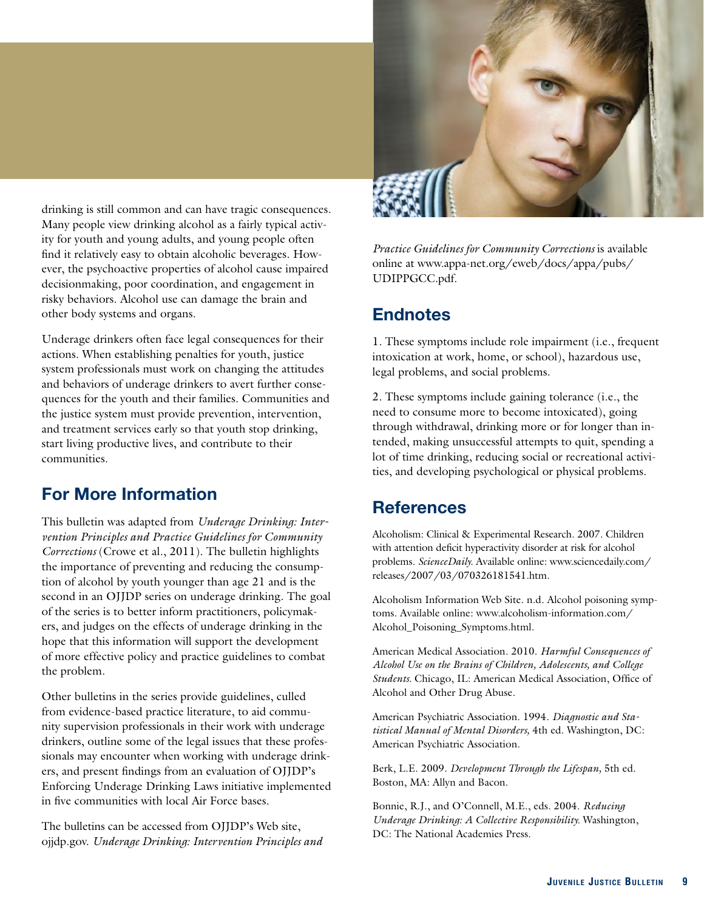drinking is still common and can have tragic consequences. Many people view drinking alcohol as a fairly typical activity for youth and young adults, and young people often find it relatively easy to obtain alcoholic beverages. However, the psychoactive properties of alcohol cause impaired decisionmaking, poor coordination, and engagement in risky behaviors. Alcohol use can damage the brain and other body systems and organs.

Underage drinkers often face legal consequences for their actions. When establishing penalties for youth, justice system professionals must work on changing the attitudes and behaviors of underage drinkers to avert further consequences for the youth and their families. Communities and the justice system must provide prevention, intervention, and treatment services early so that youth stop drinking, start living productive lives, and contribute to their communities.

## For More Information

This bulletin was adapted from *Underage Drinking: Intervention Principles and Practice Guidelines for Community Corrections* (Crowe et al., 2011). The bulletin highlights the importance of preventing and reducing the consumption of alcohol by youth younger than age 21 and is the second in an OJJDP series on underage drinking. The goal of the series is to better inform practitioners, policymakers, and judges on the effects of underage drinking in the hope that this information will support the development of more effective policy and practice guidelines to combat the problem.

Other bulletins in the series provide guidelines, culled from evidence-based practice literature, to aid community supervision professionals in their work with underage drinkers, outline some of the legal issues that these professionals may encounter when working with underage drinkers, and present findings from an evaluation of OJJDP's Enforcing Underage Drinking Laws initiative implemented in five communities with local Air Force bases.

The bulletins can be accessed from OJJDP's Web site, ojjdp.gov. *Underage Drinking: Intervention Principles and Practice Guidelines for Community Corrections* is available online at www.appa-net.org/eweb/docs/appa/pubs/UDIPPGCC.pdf.

## Endnotes

1. These symptoms include role impairment (i.e., frequent intoxication at work, home, or school), hazardous use, legal problems, and social problems.

2. These symptoms include gaining tolerance (i.e., the need to consume more to become intoxicated), going through withdrawal, drinking more or for longer than intended, making unsuccessful attempts to quit, spending a lot of time drinking, reducing social or recreational activities, and developing psychological or physical problems.

## References

Alcoholism: Clinical & Experimental Research. 2007. Children with attention deficit hyperactivity disorder at risk for alcohol problems. *ScienceDaily.* Available online: www.sciencedaily.com/releases/2007/03/070326181541.htm.

Alcoholism Information Web Site. n.d. Alcohol poisoning symptoms. Available online: www.alcoholism-information.com/Alcohol_Poisoning_Symptoms.html.

American Medical Association. 2010. *Harmful Consequences of Alcohol Use on the Brains of Children, Adolescents, and College Students.* Chicago, IL: American Medical Association, Office of Alcohol and Other Drug Abuse.

American Psychiatric Association. 1994. *Diagnostic and Statistical Manual of Mental Disorders,* 4th ed. Washington, DC: American Psychiatric Association.

Berk, L.E. 2009. *Development Through the Lifespan,* 5th ed. Boston, MA: Allyn and Bacon.

Bonnie, R.J., and O'Connell, M.E., eds. 2004. *Reducing Underage Drinking: A Collective Responsibility.* Washington, DC: The National Academies Press.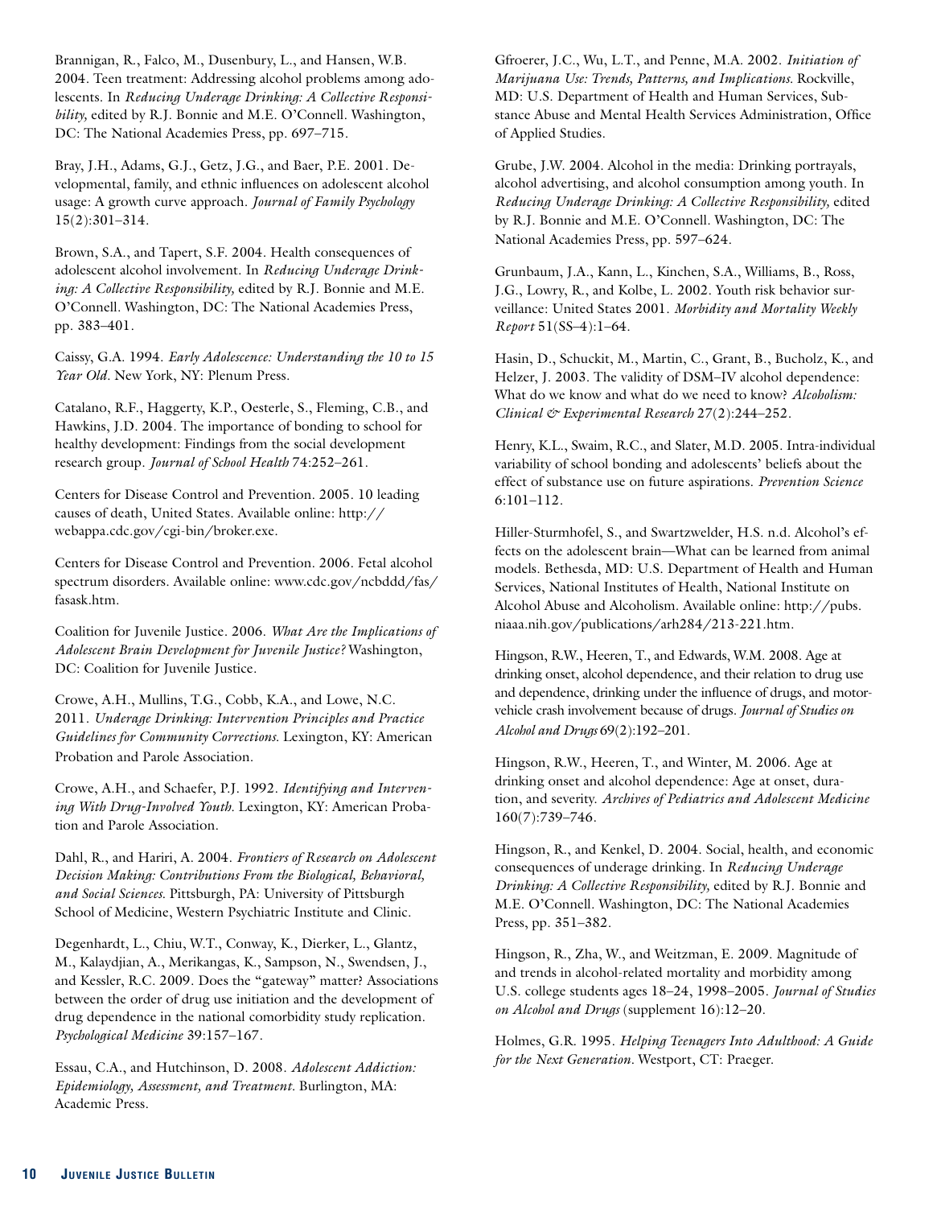Brannigan, R., Falco, M., Dusenbury, L., and Hansen, W.B. 2004. Teen treatment: Addressing alcohol problems among adolescents. In *Reducing Underage Drinking: A Collective Responsibility,* edited by R.J. Bonnie and M.E. O'Connell. Washington, DC: The National Academies Press, pp. 697–715.

Bray, J.H., Adams, G.J., Getz, J.G., and Baer, P.E. 2001. Developmental, family, and ethnic influences on adolescent alcohol usage: A growth curve approach. *Journal of Family Psychology* 15(2):301–314.

Brown, S.A., and Tapert, S.F. 2004. Health consequences of adolescent alcohol involvement. In *Reducing Underage Drinking: A Collective Responsibility,* edited by R.J. Bonnie and M.E. O'Connell. Washington, DC: The National Academies Press, pp. 383–401.

Caissy, G.A. 1994. *Early Adolescence: Understanding the 10 to 15 Year Old.* New York, NY: Plenum Press.

Catalano, R.F., Haggerty, K.P., Oesterle, S., Fleming, C.B., and Hawkins, J.D. 2004. The importance of bonding to school for healthy development: Findings from the social development research group. *Journal of School Health* 74:252–261.

Centers for Disease Control and Prevention. 2005. 10 leading causes of death, United States. Available online: http://webappa.cdc.gov/cgi-bin/broker.exe.

Centers for Disease Control and Prevention. 2006. Fetal alcohol spectrum disorders. Available online: www.cdc.gov/ncbddd/fas/fasask.htm.

Coalition for Juvenile Justice. 2006. *What Are the Implications of Adolescent Brain Development for Juvenile Justice?* Washington, DC: Coalition for Juvenile Justice.

Crowe, A.H., Mullins, T.G., Cobb, K.A., and Lowe, N.C. 2011. *Underage Drinking: Intervention Principles and Practice Guidelines for Community Corrections.* Lexington, KY: American Probation and Parole Association.

Crowe, A.H., and Schaefer, P.J. 1992. *Identifying and Intervening With Drug-Involved Youth.* Lexington, KY: American Probation and Parole Association.

Dahl, R., and Hariri, A. 2004. *Frontiers of Research on Adolescent Decision Making: Contributions From the Biological, Behavioral, and Social Sciences.* Pittsburgh, PA: University of Pittsburgh School of Medicine, Western Psychiatric Institute and Clinic.

Degenhardt, L., Chiu, W.T., Conway, K., Dierker, L., Glantz, M., Kalaydjian, A., Merikangas, K., Sampson, N., Swendsen, J., and Kessler, R.C. 2009. Does the "gateway" matter? Associations between the order of drug use initiation and the development of drug dependence in the national comorbidity study replication. *Psychological Medicine* 39:157–167.

Essau, C.A., and Hutchinson, D. 2008. *Adolescent Addiction: Epidemiology, Assessment, and Treatment.* Burlington, MA: Academic Press.

Gfroerer, J.C., Wu, L.T., and Penne, M.A. 2002. *Initiation of Marijuana Use: Trends, Patterns, and Implications.* Rockville, MD: U.S. Department of Health and Human Services, Substance Abuse and Mental Health Services Administration, Office of Applied Studies.

Grube, J.W. 2004. Alcohol in the media: Drinking portrayals, alcohol advertising, and alcohol consumption among youth. In *Reducing Underage Drinking: A Collective Responsibility,* edited by R.J. Bonnie and M.E. O'Connell. Washington, DC: The National Academies Press, pp. 597–624.

Grunbaum, J.A., Kann, L., Kinchen, S.A., Williams, B., Ross, J.G., Lowry, R., and Kolbe, L. 2002. Youth risk behavior surveillance: United States 2001. *Morbidity and Mortality Weekly Report* 51(SS–4):1–64.

Hasin, D., Schuckit, M., Martin, C., Grant, B., Bucholz, K., and Helzer, J. 2003. The validity of DSM–IV alcohol dependence: What do we know and what do we need to know? *Alcoholism: Clinical & Experimental Research* 27(2):244–252.

Henry, K.L., Swaim, R.C., and Slater, M.D. 2005. Intra-individual variability of school bonding and adolescents' beliefs about the effect of substance use on future aspirations. *Prevention Science* 6:101–112.

Hiller-Sturmhofel, S., and Swartzwelder, H.S. n.d. Alcohol's effects on the adolescent brain—What can be learned from animal models. Bethesda, MD: U.S. Department of Health and Human Services, National Institutes of Health, National Institute on Alcohol Abuse and Alcoholism. Available online: http://pubs.niaaa.nih.gov/publications/arh284/213-221.htm.

Hingson, R.W., Heeren, T., and Edwards, W.M. 2008. Age at drinking onset, alcohol dependence, and their relation to drug use and dependence, drinking under the influence of drugs, and motor-vehicle crash involvement because of drugs. *Journal of Studies on Alcohol and Drugs* 69(2):192–201.

Hingson, R.W., Heeren, T., and Winter, M. 2006. Age at drinking onset and alcohol dependence: Age at onset, duration, and severity. *Archives of Pediatrics and Adolescent Medicine* 160(7):739–746.

Hingson, R., and Kenkel, D. 2004. Social, health, and economic consequences of underage drinking. In *Reducing Underage Drinking: A Collective Responsibility,* edited by R.J. Bonnie and M.E. O'Connell. Washington, DC: The National Academies Press, pp. 351–382.

Hingson, R., Zha, W., and Weitzman, E. 2009. Magnitude of and trends in alcohol-related mortality and morbidity among U.S. college students ages 18–24, 1998–2005. *Journal of Studies on Alcohol and Drugs* (supplement 16):12–20.

Holmes, G.R. 1995. *Helping Teenagers Into Adulthood: A Guide for the Next Generation.* Westport, CT: Praeger.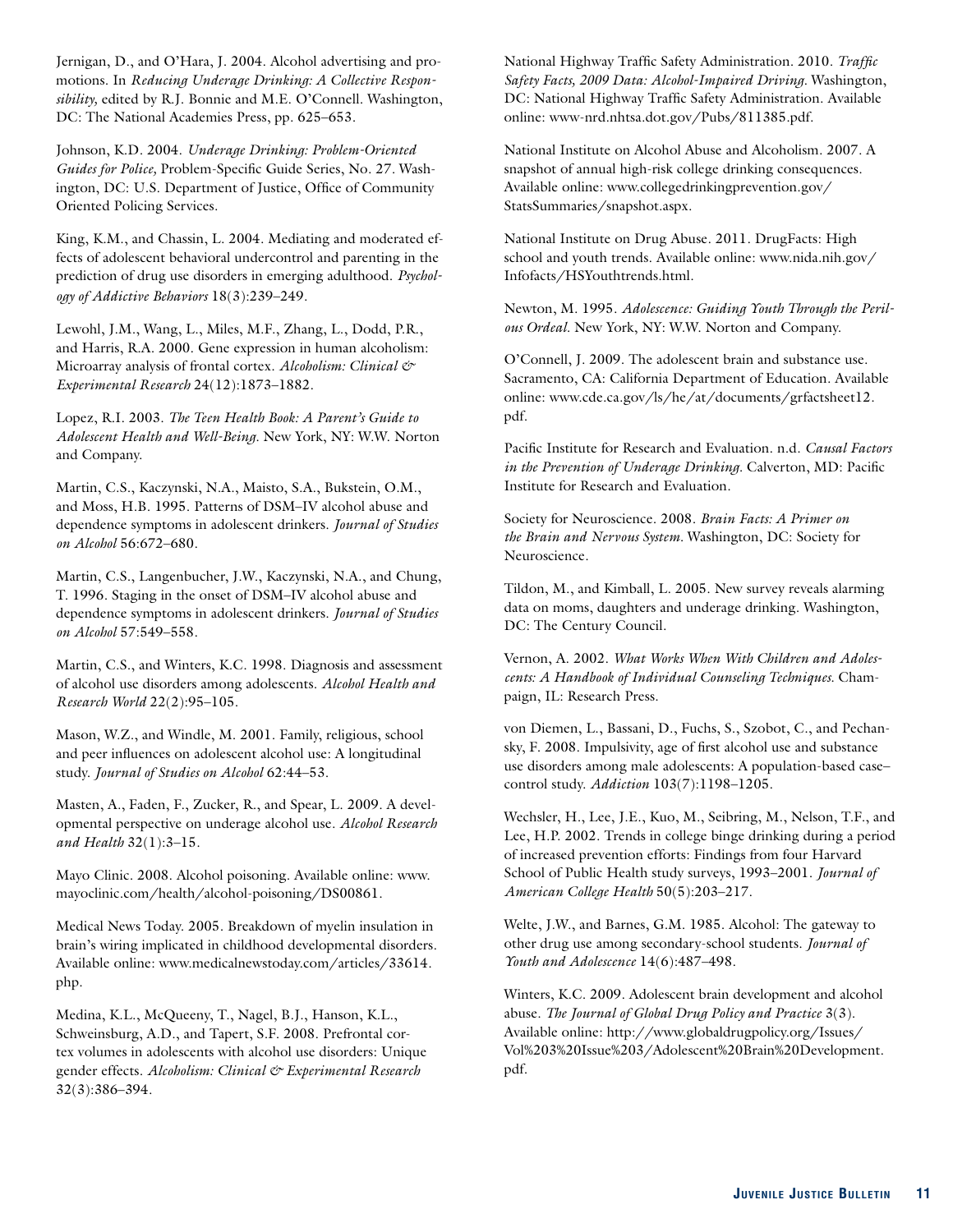Jernigan, D., and O'Hara, J. 2004. Alcohol advertising and promotions. In *Reducing Underage Drinking: A Collective Responsibility,* edited by R.J. Bonnie and M.E. O'Connell. Washington, DC: The National Academies Press, pp. 625–653.

Johnson, K.D. 2004. *Underage Drinking: Problem-Oriented Guides for Police,* Problem-Specific Guide Series, No. 27. Washington, DC: U.S. Department of Justice, Office of Community Oriented Policing Services.

King, K.M., and Chassin, L. 2004. Mediating and moderated effects of adolescent behavioral undercontrol and parenting in the prediction of drug use disorders in emerging adulthood. *Psychology of Addictive Behaviors* 18(3):239–249.

Lewohl, J.M., Wang, L., Miles, M.F., Zhang, L., Dodd, P.R., and Harris, R.A. 2000. Gene expression in human alcoholism: Microarray analysis of frontal cortex. *Alcoholism: Clinical & Experimental Research* 24(12):1873–1882.

Lopez, R.I. 2003. *The Teen Health Book: A Parent's Guide to Adolescent Health and Well-Being.* New York, NY: W.W. Norton and Company.

Martin, C.S., Kaczynski, N.A., Maisto, S.A., Bukstein, O.M., and Moss, H.B. 1995. Patterns of DSM–IV alcohol abuse and dependence symptoms in adolescent drinkers. *Journal of Studies on Alcohol* 56:672–680.

Martin, C.S., Langenbucher, J.W., Kaczynski, N.A., and Chung, T. 1996. Staging in the onset of DSM–IV alcohol abuse and dependence symptoms in adolescent drinkers. *Journal of Studies on Alcohol* 57:549–558.

Martin, C.S., and Winters, K.C. 1998. Diagnosis and assessment of alcohol use disorders among adolescents. *Alcohol Health and Research World* 22(2):95–105.

Mason, W.Z., and Windle, M. 2001. Family, religious, school and peer influences on adolescent alcohol use: A longitudinal study. *Journal of Studies on Alcohol* 62:44–53.

Masten, A., Faden, F., Zucker, R., and Spear, L. 2009. A developmental perspective on underage alcohol use. *Alcohol Research and Health* 32(1):3–15.

Mayo Clinic. 2008. Alcohol poisoning. Available online: www.mayoclinic.com/health/alcohol-poisoning/DS00861.

Medical News Today. 2005. Breakdown of myelin insulation in brain's wiring implicated in childhood developmental disorders. Available online: www.medicalnewstoday.com/articles/33614.php.

Medina, K.L., McQueeny, T., Nagel, B.J., Hanson, K.L., Schweinsburg, A.D., and Tapert, S.F. 2008. Prefrontal cortex volumes in adolescents with alcohol use disorders: Unique gender effects. *Alcoholism: Clinical & Experimental Research* 32(3):386–394.

National Highway Traffic Safety Administration. 2010. *Traffic Safety Facts, 2009 Data: Alcohol-Impaired Driving.* Washington, DC: National Highway Traffic Safety Administration. Available online: www-nrd.nhtsa.dot.gov/Pubs/811385.pdf.

National Institute on Alcohol Abuse and Alcoholism. 2007. A snapshot of annual high-risk college drinking consequences. Available online: www.collegedrinkingprevention.gov/StatsSummaries/snapshot.aspx.

National Institute on Drug Abuse. 2011. DrugFacts: High school and youth trends. Available online: www.nida.nih.gov/Infofacts/HSYouthtrends.html.

Newton, M. 1995. *Adolescence: Guiding Youth Through the Perilous Ordeal.* New York, NY: W.W. Norton and Company.

O'Connell, J. 2009. The adolescent brain and substance use. Sacramento, CA: California Department of Education. Available online: www.cde.ca.gov/ls/he/at/documents/grfactsheet12.pdf.

Pacific Institute for Research and Evaluation. n.d. *Causal Factors in the Prevention of Underage Drinking.* Calverton, MD: Pacific Institute for Research and Evaluation.

Society for Neuroscience. 2008. *Brain Facts: A Primer on the Brain and Nervous System.* Washington, DC: Society for Neuroscience.

Tildon, M., and Kimball, L. 2005. New survey reveals alarming data on moms, daughters and underage drinking. Washington, DC: The Century Council.

Vernon, A. 2002. *What Works When With Children and Adolescents: A Handbook of Individual Counseling Techniques.* Champaign, IL: Research Press.

von Diemen, L., Bassani, D., Fuchs, S., Szobot, C., and Pechansky, F. 2008. Impulsivity, age of first alcohol use and substance use disorders among male adolescents: A population-based case–control study. *Addiction* 103(7):1198–1205.

Wechsler, H., Lee, J.E., Kuo, M., Seibring, M., Nelson, T.F., and Lee, H.P. 2002. Trends in college binge drinking during a period of increased prevention efforts: Findings from four Harvard School of Public Health study surveys, 1993–2001. *Journal of American College Health* 50(5):203–217.

Welte, J.W., and Barnes, G.M. 1985. Alcohol: The gateway to other drug use among secondary-school students. *Journal of Youth and Adolescence* 14(6):487–498.

Winters, K.C. 2009. Adolescent brain development and alcohol abuse. *The Journal of Global Drug Policy and Practice* 3(3). Available online: http://www.globaldrugpolicy.org/Issues/Vol%203%20Issue%203/Adolescent%20Brain%20Development.pdf.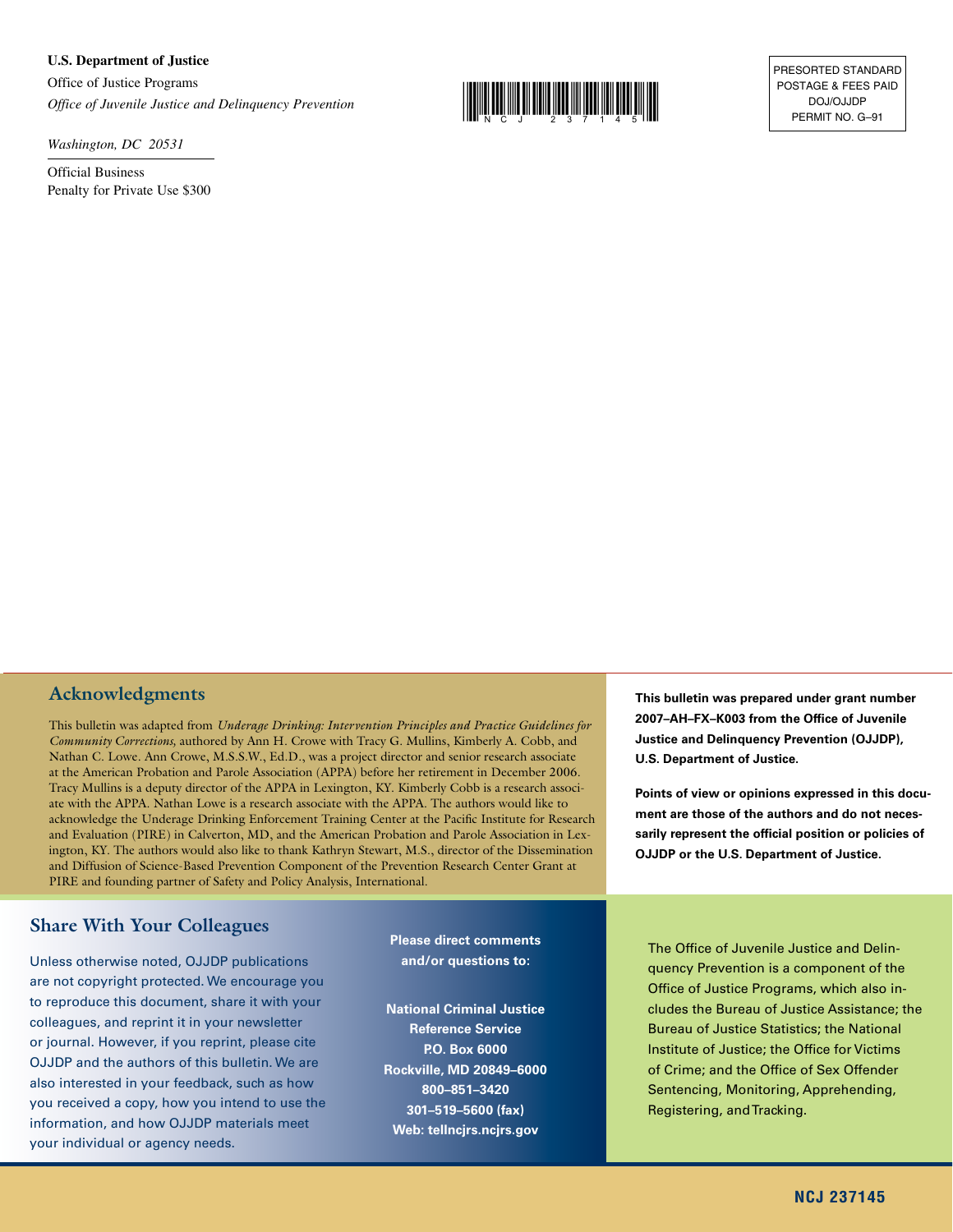**U.S. Department of Justice**

Office of Justice Programs

*Office of Juvenile Justice and Delinquency Prevention*

*Washington, DC 20531*

Official Business

Penalty for Private Use $300

NCJ 237145

PRESORTED STANDARD
POSTAGE & FEES PAID
DOJ/OJJDP
PERMIT NO. G–91

## Acknowledgments

This bulletin was adapted from *Underage Drinking: Intervention Principles and Practice Guidelines for Community Corrections,* authored by Ann H. Crowe with Tracy G. Mullins, Kimberly A. Cobb, and Nathan C. Lowe. Ann Crowe, M.S.S.W., Ed.D., was a project director and senior research associate at the American Probation and Parole Association (APPA) before her retirement in December 2006. Tracy Mullins is a deputy director of the APPA in Lexington, KY. Kimberly Cobb is a research associate with the APPA. Nathan Lowe is a research associate with the APPA. The authors would like to acknowledge the Underage Drinking Enforcement Training Center at the Pacific Institute for Research and Evaluation (PIRE) in Calverton, MD, and the American Probation and Parole Association in Lexington, KY. The authors would also like to thank Kathryn Stewart, M.S., director of the Dissemination and Diffusion of Science-Based Prevention Component of the Prevention Research Center Grant at PIRE and founding partner of Safety and Policy Analysis, International.

**This bulletin was prepared under grant number 2007–AH–FX–K003 from the Office of Juvenile Justice and Delinquency Prevention (OJJDP), U.S. Department of Justice.**

**Points of view or opinions expressed in this document are those of the authors and do not necessarily represent the official position or policies of OJJDP or the U.S. Department of Justice.**

## Share With Your Colleagues

Unless otherwise noted, OJJDP publications are not copyright protected. We encourage you to reproduce this document, share it with your colleagues, and reprint it in your newsletter or journal. However, if you reprint, please cite OJJDP and the authors of this bulletin. We are also interested in your feedback, such as how you received a copy, how you intend to use the information, and how OJJDP materials meet your individual or agency needs.

**Please direct comments and/or questions to:**

**National Criminal Justice Reference Service**
**P.O. Box 6000**
**Rockville, MD 20849–6000**
**800–851–3420**
**301–519–5600 (fax)**
**Web: tellncjrs.ncjrs.gov**

The Office of Juvenile Justice and Delinquency Prevention is a component of the Office of Justice Programs, which also includes the Bureau of Justice Assistance; the Bureau of Justice Statistics; the National Institute of Justice; the Office for Victims of Crime; and the Office of Sex Offender Sentencing, Monitoring, Apprehending, Registering, and Tracking.

**NCJ 237145**